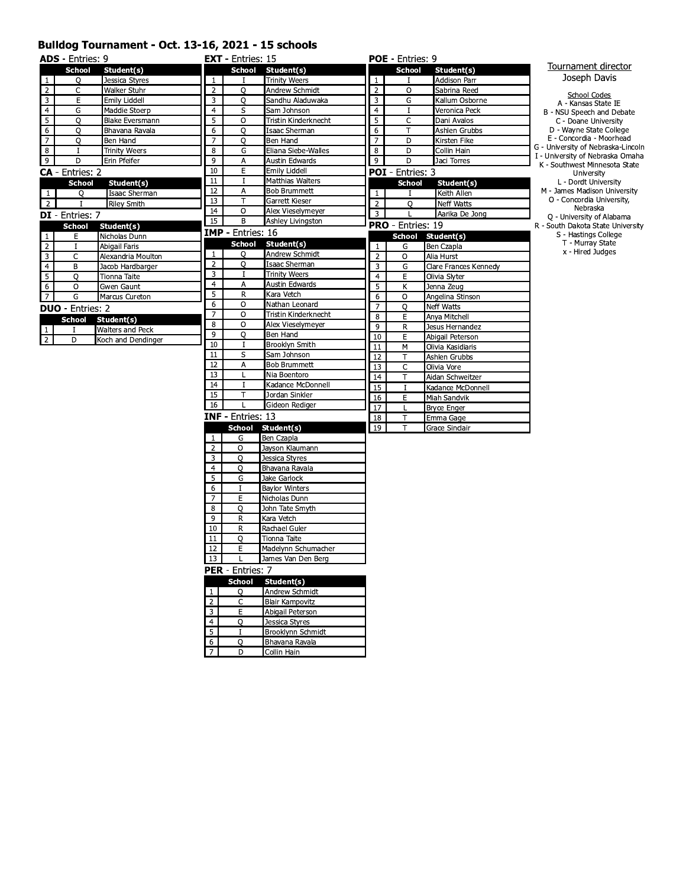# Bulldog Tournament - Oct. 13-16, 2021 - 15 schools

### ADS - Entries: 9

| | School | Student(s) |
|---|---|---|
| 1 | Q | Jessica Styres |
| 2 | C | Walker Stuhr |
| 3 | E | Emily Liddell |
| 4 | G | Maddie Stoerp |
| 5 | Q | Blake Eversmann |
| 6 | Q | Bhavana Ravala |
| 7 | Q | Ben Hand |
| 8 | I | Trinity Weers |
| 9 | D | Erin Pfeifer |

### CA - Entries: 2

| | School | Student(s) |
|---|---|---|
| 1 | Q | Isaac Sherman |
| 2 | I | Riley Smith |

### DI - Entries: 7

| | School | Student(s) |
|---|---|---|
| 1 | E | Nicholas Dunn |
| 2 | I | Abigail Faris |
| 3 | C | Alexandria Moulton |
| 4 | B | Jacob Hardbarger |
| 5 | Q | Tionna Taite |
| 6 | O | Gwen Gaunt |
| 7 | G | Marcus Cureton |

### DUO - Entries: 2

| | School | Student(s) |
|---|---|---|
| 1 | I | Walters and Peck |
| 2 | D | Koch and Dendinger |

### EXT - Entries: 15

| | School | Student(s) |
|---|---|---|
| 1 | I | Trinity Weers |
| 2 | Q | Andrew Schmidt |
| 3 | Q | Sandhu Aladuwaka |
| 4 | S | Sam Johnson |
| 5 | O | Tristin Kinderknecht |
| 6 | Q | Isaac Sherman |
| 7 | Q | Ben Hand |
| 8 | G | Eliana Siebe-Walles |
| 9 | A | Austin Edwards |
| 10 | E | Emily Liddell |
| 11 | I | Matthias Walters |
| 12 | A | Bob Brummett |
| 13 | T | Garrett Kieser |
| 14 | O | Alex Vieselymeyer |
| 15 | B | Ashley Livingston |

### IMP - Entries: 16

| | School | Student(s) |
|---|---|---|
| 1 | Q | Andrew Schmidt |
| 2 | Q | Isaac Sherman |
| 3 | I | Trinity Weers |
| 4 | A | Austin Edwards |
| 5 | R | Kara Vetch |
| 6 | O | Nathan Leonard |
| 7 | O | Tristin Kinderknecht |
| 8 | O | Alex Vieselymeyer |
| 9 | Q | Ben Hand |
| 10 | I | Brooklyn Smith |
| 11 | S | Sam Johnson |
| 12 | A | Bob Brummett |
| 13 | L | Nia Boentoro |
| 14 | I | Kadance McDonnell |
| 15 | T | Jordan Sinkler |
| 16 | L | Gideon Rediger |

### INF - Entries: 13

| | School | Student(s) |
|---|---|---|
| 1 | G | Ben Czapla |
| 2 | O | Jayson Klaumann |
| 3 | Q | Jessica Styres |
| 4 | Q | Bhavana Ravala |
| 5 | G | Jake Garlock |
| 6 | I | Baylor Winters |
| 7 | E | Nicholas Dunn |
| 8 | Q | John Tate Smyth |
| 9 | R | Kara Vetch |
| 10 | R | Rachael Guler |
| 11 | Q | Tionna Taite |
| 12 | E | Madelynn Schumacher |
| 13 | L | James Van Den Berg |

### PER - Entries: 7

| | School | Student(s) |
|---|---|---|
| 1 | Q | Andrew Schmidt |
| 2 | C | Blair Kampovitz |
| 3 | E | Abigail Peterson |
| 4 | Q | Jessica Styres |
| 5 | I | Brooklynn Schmidt |
| 6 | Q | Bhavana Ravala |
| 7 | D | Collin Hain |

### POE - Entries: 9

| | School | Student(s) |
|---|---|---|
| 1 | I | Addison Parr |
| 2 | O | Sabrina Reed |
| 3 | G | Kallum Osborne |
| 4 | I | Veronica Peck |
| 5 | C | Dani Avalos |
| 6 | T | Ashlen Grubbs |
| 7 | D | Kirsten Fike |
| 8 | D | Collin Hain |
| 9 | D | Jaci Torres |

### POI - Entries: 3

| | School | Student(s) |
|---|---|---|
| 1 | I | Keith Allen |
| 2 | Q | Neff Watts |
| 3 | L | Aarika De Jong |

### PRO - Entries: 19

| | School | Student(s) |
|---|---|---|
| 1 | G | Ben Czapla |
| 2 | O | Alia Hurst |
| 3 | G | Clare Frances Kennedy |
| 4 | E | Olivia Slyter |
| 5 | K | Jenna Zeug |
| 6 | O | Angelina Stinson |
| 7 | Q | Neff Watts |
| 8 | E | Anya Mitchell |
| 9 | R | Jesus Hernandez |
| 10 | E | Abigail Peterson |
| 11 | M | Olivia Kasidiaris |
| 12 | T | Ashlen Grubbs |
| 13 | C | Olivia Vore |
| 14 | T | Aidan Schweitzer |
| 15 | I | Kadance McDonnell |
| 16 | E | Miah Sandvik |
| 17 | L | Bryce Enger |
| 18 | T | Emma Gage |
| 19 | T | Grace Sinclair |

Tournament director
Joseph Davis

School Codes
A - Kansas State IE
B - NSU Speech and Debate
C - Doane University
D - Wayne State College
E - Concordia - Moorhead
G - University of Nebraska-Lincoln
I - University of Nebraska Omaha
K - Southwest Minnesota State University
L - Dordt University
M - James Madison University
O - Concordia University, Nebraska
Q - University of Alabama
R - South Dakota State University
S - Hastings College
T - Murray State
x - Hired Judges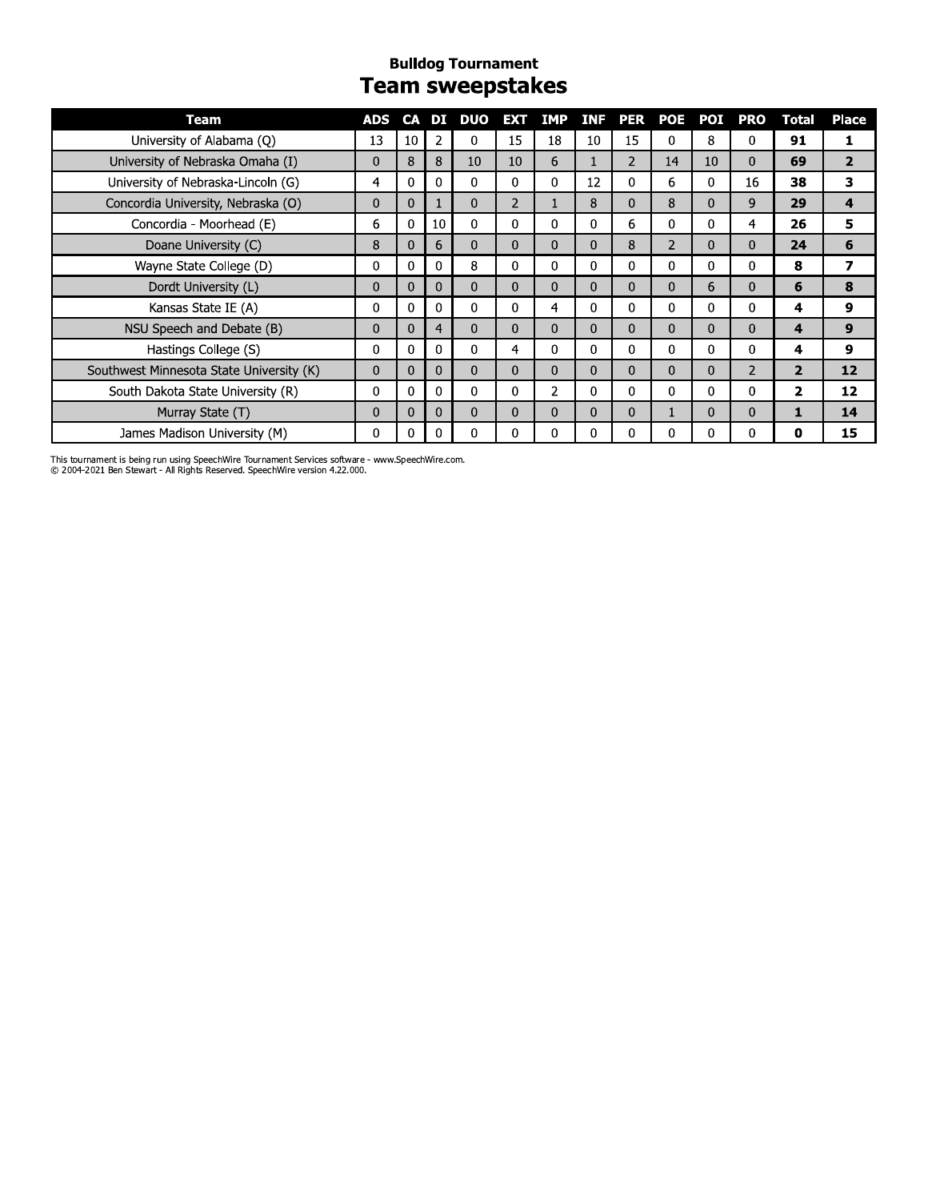**Bulldog Tournament**

# Team sweepstakes

| Team | ADS | CA | DI | DUO | EXT | IMP | INF | PER | POE | POI | PRO | Total | Place |
|---|---|---|---|---|---|---|---|---|---|---|---|---|---|
| University of Alabama (Q) | 13 | 10 | 2 | 0 | 15 | 18 | 10 | 15 | 0 | 8 | 0 | **91** | **1** |
| University of Nebraska Omaha (I) | 0 | 8 | 8 | 10 | 10 | 6 | 1 | 2 | 14 | 10 | 0 | **69** | **2** |
| University of Nebraska-Lincoln (G) | 4 | 0 | 0 | 0 | 0 | 0 | 12 | 0 | 6 | 0 | 16 | **38** | **3** |
| Concordia University, Nebraska (O) | 0 | 0 | 1 | 0 | 2 | 1 | 8 | 0 | 8 | 0 | 9 | **29** | **4** |
| Concordia - Moorhead (E) | 6 | 0 | 10 | 0 | 0 | 0 | 0 | 6 | 0 | 0 | 4 | **26** | **5** |
| Doane University (C) | 8 | 0 | 6 | 0 | 0 | 0 | 0 | 8 | 2 | 0 | 0 | **24** | **6** |
| Wayne State College (D) | 0 | 0 | 0 | 8 | 0 | 0 | 0 | 0 | 0 | 0 | 0 | **8** | **7** |
| Dordt University (L) | 0 | 0 | 0 | 0 | 0 | 0 | 0 | 0 | 0 | 6 | 0 | **6** | **8** |
| Kansas State IE (A) | 0 | 0 | 0 | 0 | 0 | 4 | 0 | 0 | 0 | 0 | 0 | **4** | **9** |
| NSU Speech and Debate (B) | 0 | 0 | 4 | 0 | 0 | 0 | 0 | 0 | 0 | 0 | 0 | **4** | **9** |
| Hastings College (S) | 0 | 0 | 0 | 0 | 4 | 0 | 0 | 0 | 0 | 0 | 0 | **4** | **9** |
| Southwest Minnesota State University (K) | 0 | 0 | 0 | 0 | 0 | 0 | 0 | 0 | 0 | 0 | 2 | **2** | **12** |
| South Dakota State University (R) | 0 | 0 | 0 | 0 | 0 | 2 | 0 | 0 | 0 | 0 | 0 | **2** | **12** |
| Murray State (T) | 0 | 0 | 0 | 0 | 0 | 0 | 0 | 0 | 1 | 0 | 0 | **1** | **14** |
| James Madison University (M) | 0 | 0 | 0 | 0 | 0 | 0 | 0 | 0 | 0 | 0 | 0 | **0** | **15** |

This tournament is being run using SpeechWire Tournament Services software - www.SpeechWire.com.
© 2004-2021 Ben Stewart - All Rights Reserved. SpeechWire version 4.22.000.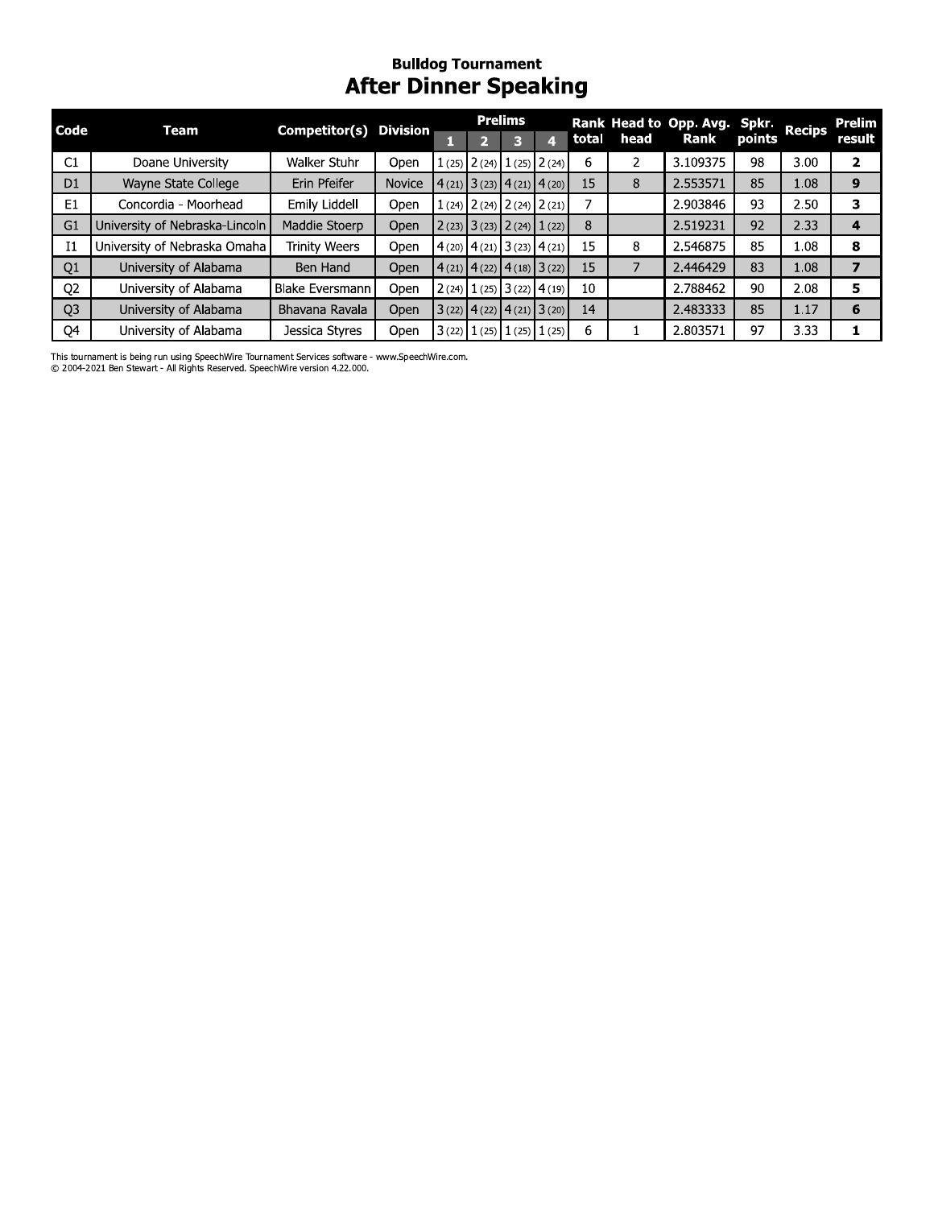## Bulldog Tournament

# After Dinner Speaking

| Code | Team | Competitor(s) | Division | Prelims | | | | Rank total | Head to head | Opp. Avg. Rank | Spkr. points | Recips | Prelim result |
|---|---|---|---|---|---|---|---|---|---|---|---|---|---|
| | | | | 1 | 2 | 3 | 4 | | | | | | |
| C1 | Doane University | Walker Stuhr | Open | 1 (25) | 2 (24) | 1 (25) | 2 (24) | 6 | 2 | 3.109375 | 98 | 3.00 | **2** |
| D1 | Wayne State College | Erin Pfeifer | Novice | 4 (21) | 3 (23) | 4 (21) | 4 (20) | 15 | 8 | 2.553571 | 85 | 1.08 | **9** |
| E1 | Concordia - Moorhead | Emily Liddell | Open | 1 (24) | 2 (24) | 2 (24) | 2 (21) | 7 | | 2.903846 | 93 | 2.50 | **3** |
| G1 | University of Nebraska-Lincoln | Maddie Stoerp | Open | 2 (23) | 3 (23) | 2 (24) | 1 (22) | 8 | | 2.519231 | 92 | 2.33 | **4** |
| I1 | University of Nebraska Omaha | Trinity Weers | Open | 4 (20) | 4 (21) | 3 (23) | 4 (21) | 15 | 8 | 2.546875 | 85 | 1.08 | **8** |
| Q1 | University of Alabama | Ben Hand | Open | 4 (21) | 4 (22) | 4 (18) | 3 (22) | 15 | 7 | 2.446429 | 83 | 1.08 | **7** |
| Q2 | University of Alabama | Blake Eversmann | Open | 2 (24) | 1 (25) | 3 (22) | 4 (19) | 10 | | 2.788462 | 90 | 2.08 | **5** |
| Q3 | University of Alabama | Bhavana Ravala | Open | 3 (22) | 4 (22) | 4 (21) | 3 (20) | 14 | | 2.483333 | 85 | 1.17 | **6** |
| Q4 | University of Alabama | Jessica Styres | Open | 3 (22) | 1 (25) | 1 (25) | 1 (25) | 6 | 1 | 2.803571 | 97 | 3.33 | **1** |

This tournament is being run using SpeechWire Tournament Services software - www.SpeechWire.com.
© 2004-2021 Ben Stewart - All Rights Reserved. SpeechWire version 4.22.000.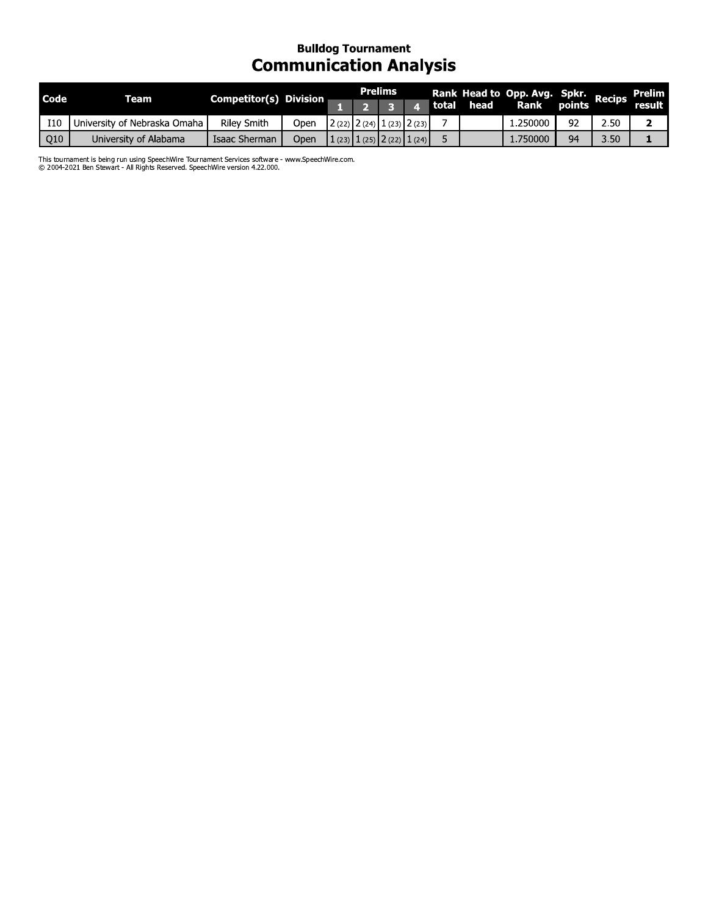### Bulldog Tournament

# Communication Analysis

| Code | Team | Competitor(s) | Division | Prelims | | | | Rank total | Head to head | Opp. Avg. Rank | Spkr. points | Recips | Prelim result |
|---|---|---|---|---|---|---|---|---|---|---|---|---|---|
| | | | | 1 | 2 | 3 | 4 | | | | | | |
| I10 | University of Nebraska Omaha | Riley Smith | Open | 2 (22) | 2 (24) | 1 (23) | 2 (23) | 7 | | 1.250000 | 92 | 2.50 | **2** |
| Q10 | University of Alabama | Isaac Sherman | Open | 1 (23) | 1 (25) | 2 (22) | 1 (24) | 5 | | 1.750000 | 94 | 3.50 | **1** |

This tournament is being run using SpeechWire Tournament Services software - www.SpeechWire.com.
© 2004-2021 Ben Stewart - All Rights Reserved. SpeechWire version 4.22.000.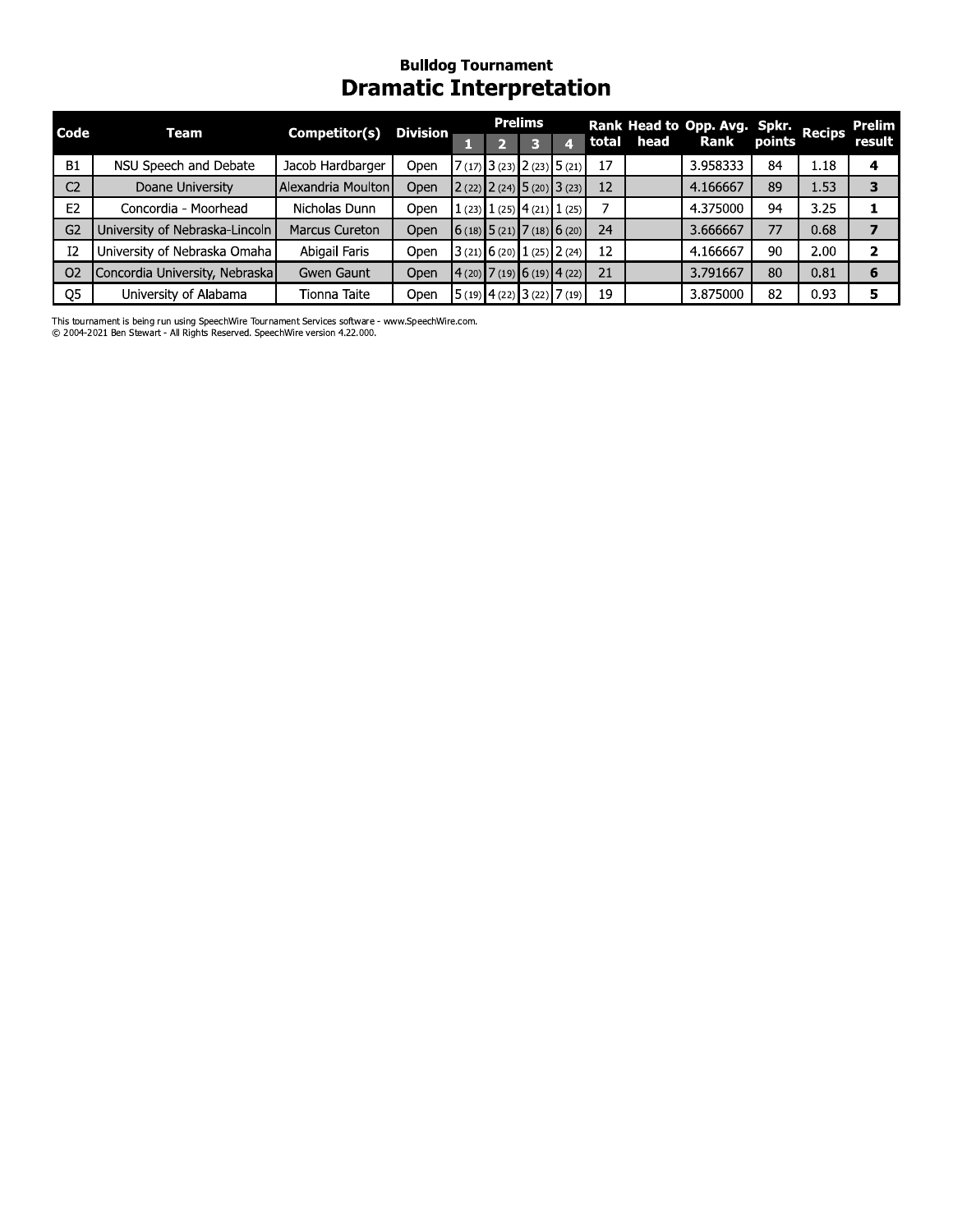### Bulldog Tournament

# Dramatic Interpretation

| Code | Team | Competitor(s) | Division | Prelims | | | | Rank total | Head to head | Opp. Avg. Rank | Spkr. points | Recips | Prelim result |
|---|---|---|---|---|---|---|---|---|---|---|---|---|---|
| | | | | 1 | 2 | 3 | 4 | | | | | | |
| B1 | NSU Speech and Debate | Jacob Hardbarger | Open | 7 (17) | 3 (23) | 2 (23) | 5 (21) | 17 | | 3.958333 | 84 | 1.18 | **4** |
| C2 | Doane University | Alexandria Moulton | Open | 2 (22) | 2 (24) | 5 (20) | 3 (23) | 12 | | 4.166667 | 89 | 1.53 | **3** |
| E2 | Concordia - Moorhead | Nicholas Dunn | Open | 1 (23) | 1 (25) | 4 (21) | 1 (25) | 7 | | 4.375000 | 94 | 3.25 | **1** |
| G2 | University of Nebraska-Lincoln | Marcus Cureton | Open | 6 (18) | 5 (21) | 7 (18) | 6 (20) | 24 | | 3.666667 | 77 | 0.68 | **7** |
| I2 | University of Nebraska Omaha | Abigail Faris | Open | 3 (21) | 6 (20) | 1 (25) | 2 (24) | 12 | | 4.166667 | 90 | 2.00 | **2** |
| O2 | Concordia University, Nebraska | Gwen Gaunt | Open | 4 (20) | 7 (19) | 6 (19) | 4 (22) | 21 | | 3.791667 | 80 | 0.81 | **6** |
| Q5 | University of Alabama | Tionna Taite | Open | 5 (19) | 4 (22) | 3 (22) | 7 (19) | 19 | | 3.875000 | 82 | 0.93 | **5** |

This tournament is being run using SpeechWire Tournament Services software - www.SpeechWire.com.
© 2004-2021 Ben Stewart - All Rights Reserved. SpeechWire version 4.22.000.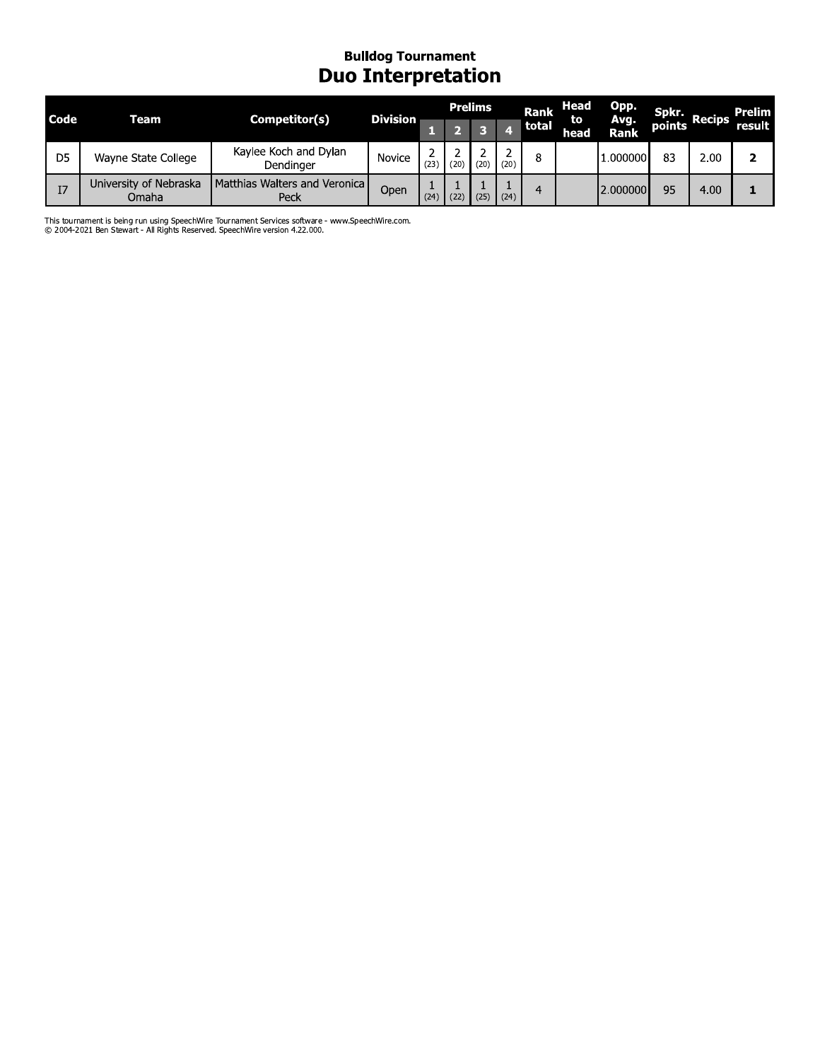### Bulldog Tournament

# Duo Interpretation

| Code | Team | Competitor(s) | Division | Prelims | | | | Rank total | Head to head | Opp. Avg. Rank | Spkr. points | Recips | Prelim result |
|---|---|---|---|---|---|---|---|---|---|---|---|---|---|
| | | | | 1 | 2 | 3 | 4 | | | | | | |
| D5 | Wayne State College | Kaylee Koch and Dylan Dendinger | Novice | 2 (23) | 2 (20) | 2 (20) | 2 (20) | 8 | | 1.000000 | 83 | 2.00 | **2** |
| I7 | University of Nebraska Omaha | Matthias Walters and Veronica Peck | Open | 1 (24) | 1 (22) | 1 (25) | 1 (24) | 4 | | 2.000000 | 95 | 4.00 | **1** |

This tournament is being run using SpeechWire Tournament Services software - www.SpeechWire.com.
© 2004-2021 Ben Stewart - All Rights Reserved. SpeechWire version 4.22.000.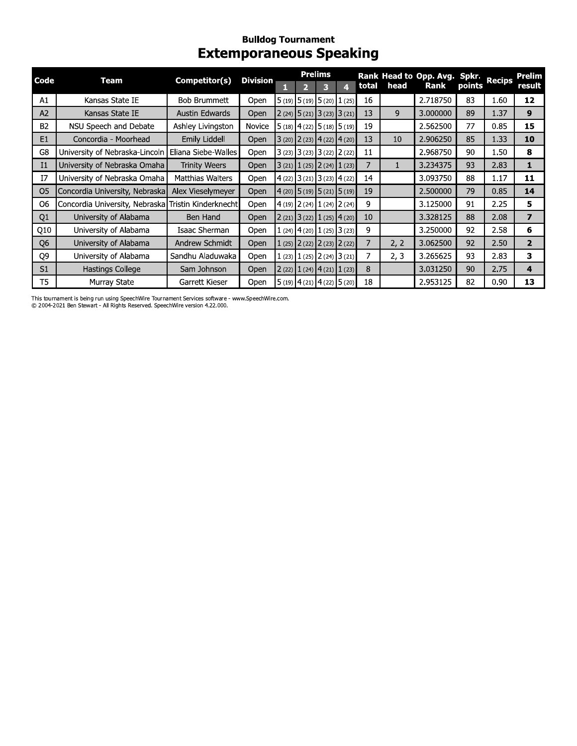### Bulldog Tournament

## Extemporaneous Speaking

| Code | Team | Competitor(s) | Division | Prelims 1 | 2 | 3 | 4 | Rank total | Head to head | Opp. Avg. Rank | Spkr. points | Recips | Prelim result |
|---|---|---|---|---|---|---|---|---|---|---|---|---|---|
| A1 | Kansas State IE | Bob Brummett | Open | 5 (19) | 5 (19) | 5 (20) | 1 (25) | 16 | | 2.718750 | 83 | 1.60 | **12** |
| A2 | Kansas State IE | Austin Edwards | Open | 2 (24) | 5 (21) | 3 (23) | 3 (21) | 13 | 9 | 3.000000 | 89 | 1.37 | **9** |
| B2 | NSU Speech and Debate | Ashley Livingston | Novice | 5 (18) | 4 (22) | 5 (18) | 5 (19) | 19 | | 2.562500 | 77 | 0.85 | **15** |
| E1 | Concordia - Moorhead | Emily Liddell | Open | 3 (20) | 2 (23) | 4 (22) | 4 (20) | 13 | 10 | 2.906250 | 85 | 1.33 | **10** |
| G8 | University of Nebraska-Lincoln | Eliana Siebe-Walles | Open | 3 (23) | 3 (23) | 3 (22) | 2 (22) | 11 | | 2.968750 | 90 | 1.50 | **8** |
| I1 | University of Nebraska Omaha | Trinity Weers | Open | 3 (21) | 1 (25) | 2 (24) | 1 (23) | 7 | 1 | 3.234375 | 93 | 2.83 | **1** |
| I7 | University of Nebraska Omaha | Matthias Walters | Open | 4 (22) | 3 (21) | 3 (23) | 4 (22) | 14 | | 3.093750 | 88 | 1.17 | **11** |
| O5 | Concordia University, Nebraska | Alex Vieselymeyer | Open | 4 (20) | 5 (19) | 5 (21) | 5 (19) | 19 | | 2.500000 | 79 | 0.85 | **14** |
| O6 | Concordia University, Nebraska | Tristin Kinderknecht | Open | 4 (19) | 2 (24) | 1 (24) | 2 (24) | 9 | | 3.125000 | 91 | 2.25 | **5** |
| Q1 | University of Alabama | Ben Hand | Open | 2 (21) | 3 (22) | 1 (25) | 4 (20) | 10 | | 3.328125 | 88 | 2.08 | **7** |
| Q10 | University of Alabama | Isaac Sherman | Open | 1 (24) | 4 (20) | 1 (25) | 3 (23) | 9 | | 3.250000 | 92 | 2.58 | **6** |
| Q6 | University of Alabama | Andrew Schmidt | Open | 1 (25) | 2 (22) | 2 (23) | 2 (22) | 7 | 2, 2 | 3.062500 | 92 | 2.50 | **2** |
| Q9 | University of Alabama | Sandhu Aladuwaka | Open | 1 (23) | 1 (25) | 2 (24) | 3 (21) | 7 | 2, 3 | 3.265625 | 93 | 2.83 | **3** |
| S1 | Hastings College | Sam Johnson | Open | 2 (22) | 1 (24) | 4 (21) | 1 (23) | 8 | | 3.031250 | 90 | 2.75 | **4** |
| T5 | Murray State | Garrett Kieser | Open | 5 (19) | 4 (21) | 4 (22) | 5 (20) | 18 | | 2.953125 | 82 | 0.90 | **13** |

This tournament is being run using SpeechWire Tournament Services software - www.SpeechWire.com.
© 2004-2021 Ben Stewart - All Rights Reserved. SpeechWire version 4.22.000.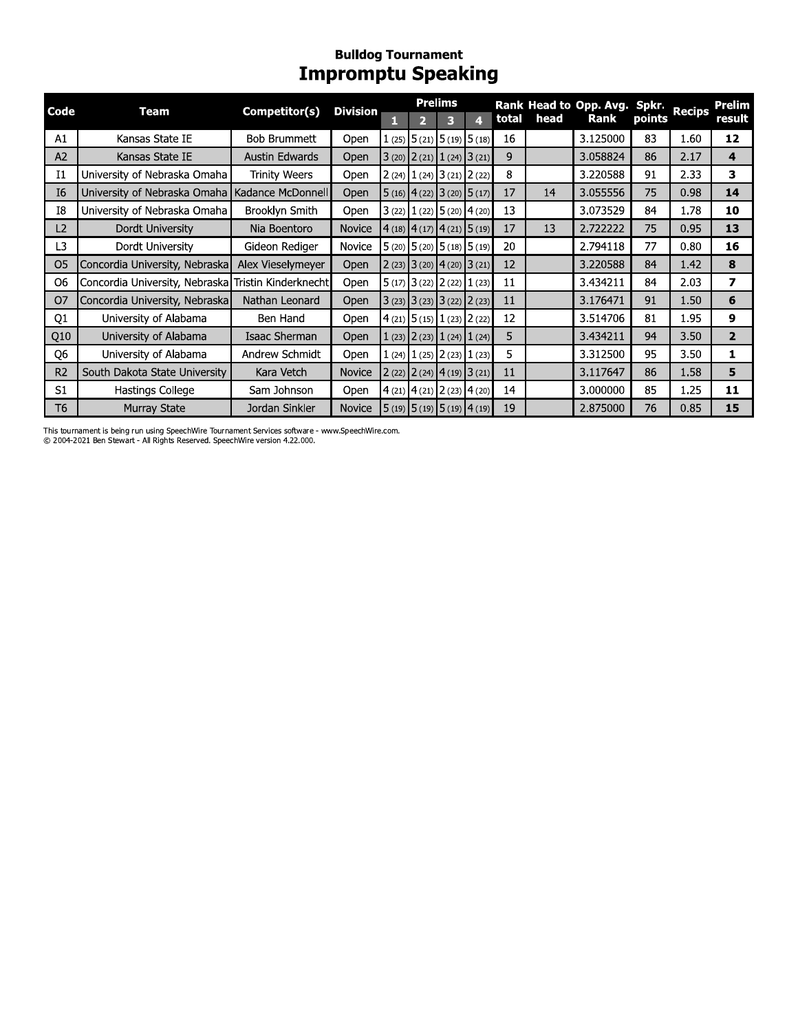### Bulldog Tournament

# Impromptu Speaking

| Code | Team | Competitor(s) | Division | Prelims 1 | Prelims 2 | Prelims 3 | Prelims 4 | Rank total | Head to head | Opp. Avg. Rank | Spkr. points | Recips | Prelim result |
|---|---|---|---|---|---|---|---|---|---|---|---|---|---|
| A1 | Kansas State IE | Bob Brummett | Open | 1 (25) | 5 (21) | 5 (19) | 5 (18) | 16 | | 3.125000 | 83 | 1.60 | **12** |
| A2 | Kansas State IE | Austin Edwards | Open | 3 (20) | 2 (21) | 1 (24) | 3 (21) | 9 | | 3.058824 | 86 | 2.17 | **4** |
| I1 | University of Nebraska Omaha | Trinity Weers | Open | 2 (24) | 1 (24) | 3 (21) | 2 (22) | 8 | | 3.220588 | 91 | 2.33 | **3** |
| I6 | University of Nebraska Omaha | Kadance McDonnell | Open | 5 (16) | 4 (22) | 3 (20) | 5 (17) | 17 | 14 | 3.055556 | 75 | 0.98 | **14** |
| I8 | University of Nebraska Omaha | Brooklyn Smith | Open | 3 (22) | 1 (22) | 5 (20) | 4 (20) | 13 | | 3.073529 | 84 | 1.78 | **10** |
| L2 | Dordt University | Nia Boentoro | Novice | 4 (18) | 4 (17) | 4 (21) | 5 (19) | 17 | 13 | 2.722222 | 75 | 0.95 | **13** |
| L3 | Dordt University | Gideon Rediger | Novice | 5 (20) | 5 (20) | 5 (18) | 5 (19) | 20 | | 2.794118 | 77 | 0.80 | **16** |
| O5 | Concordia University, Nebraska | Alex Vieselymeyer | Open | 2 (23) | 3 (20) | 4 (20) | 3 (21) | 12 | | 3.220588 | 84 | 1.42 | **8** |
| O6 | Concordia University, Nebraska | Tristin Kinderknecht | Open | 5 (17) | 3 (22) | 2 (22) | 1 (23) | 11 | | 3.434211 | 84 | 2.03 | **7** |
| O7 | Concordia University, Nebraska | Nathan Leonard | Open | 3 (23) | 3 (23) | 3 (22) | 2 (23) | 11 | | 3.176471 | 91 | 1.50 | **6** |
| Q1 | University of Alabama | Ben Hand | Open | 4 (21) | 5 (15) | 1 (23) | 2 (22) | 12 | | 3.514706 | 81 | 1.95 | **9** |
| Q10 | University of Alabama | Isaac Sherman | Open | 1 (23) | 2 (23) | 1 (24) | 1 (24) | 5 | | 3.434211 | 94 | 3.50 | **2** |
| Q6 | University of Alabama | Andrew Schmidt | Open | 1 (24) | 1 (25) | 2 (23) | 1 (23) | 5 | | 3.312500 | 95 | 3.50 | **1** |
| R2 | South Dakota State University | Kara Vetch | Novice | 2 (22) | 2 (24) | 4 (19) | 3 (21) | 11 | | 3.117647 | 86 | 1.58 | **5** |
| S1 | Hastings College | Sam Johnson | Open | 4 (21) | 4 (21) | 2 (23) | 4 (20) | 14 | | 3.000000 | 85 | 1.25 | **11** |
| T6 | Murray State | Jordan Sinkler | Novice | 5 (19) | 5 (19) | 5 (19) | 4 (19) | 19 | | 2.875000 | 76 | 0.85 | **15** |

This tournament is being run using SpeechWire Tournament Services software - www.SpeechWire.com.
© 2004-2021 Ben Stewart - All Rights Reserved. SpeechWire version 4.22.000.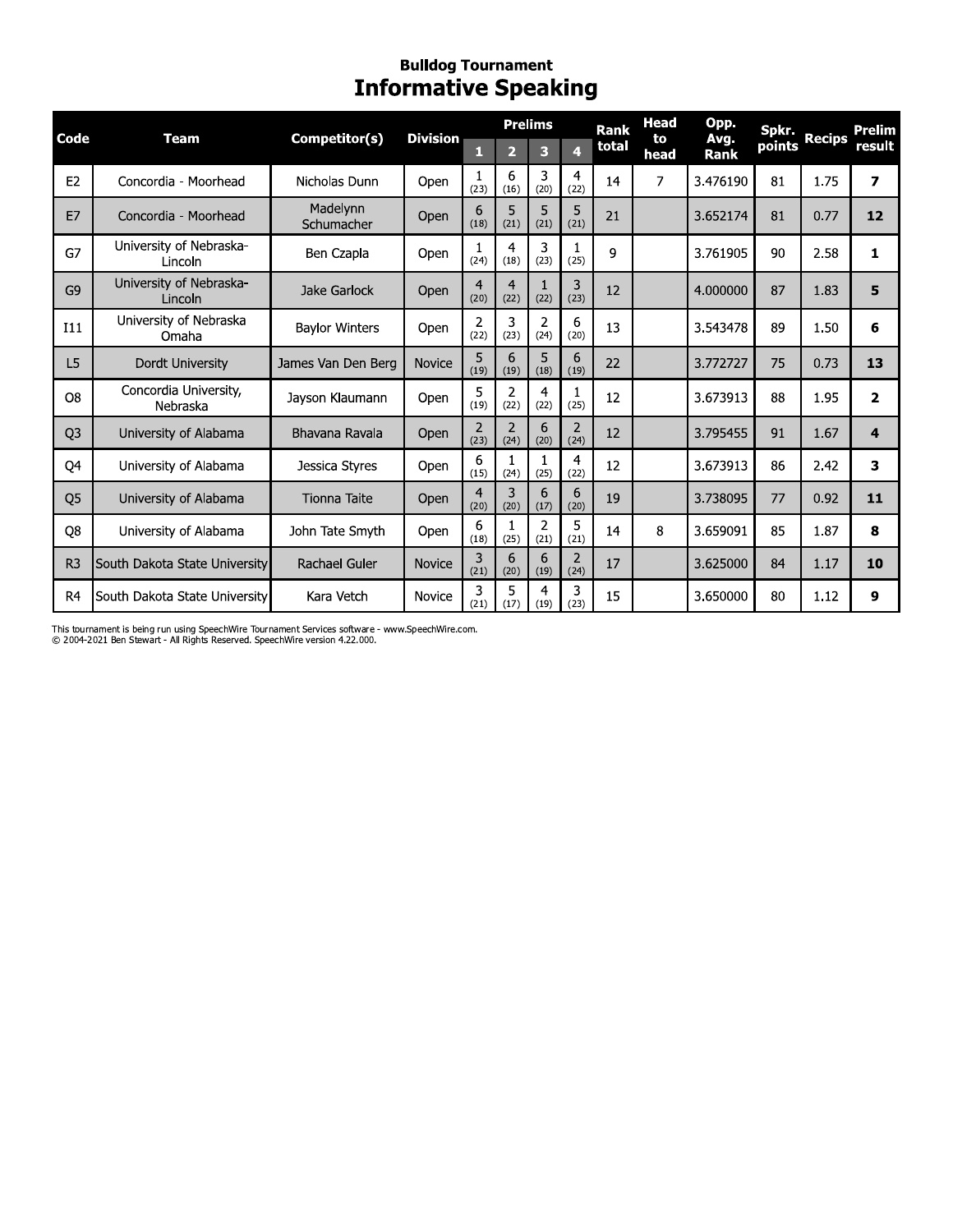### Bulldog Tournament

## Informative Speaking

| Code | Team | Competitor(s) | Division | Prelims | | | | Rank total | Head to head | Opp. Avg. Rank | Spkr. points | Recips | Prelim result |
|---|---|---|---|---|---|---|---|---|---|---|---|---|---|
| | | | | 1 | 2 | 3 | 4 | | | | | | |
| E2 | Concordia - Moorhead | Nicholas Dunn | Open | 1 (23) | 6 (16) | 3 (20) | 4 (22) | 14 | 7 | 3.476190 | 81 | 1.75 | **7** |
| E7 | Concordia - Moorhead | Madelynn Schumacher | Open | 6 (18) | 5 (21) | 5 (21) | 5 (21) | 21 | | 3.652174 | 81 | 0.77 | **12** |
| G7 | University of Nebraska-Lincoln | Ben Czapla | Open | 1 (24) | 4 (18) | 3 (23) | 1 (25) | 9 | | 3.761905 | 90 | 2.58 | **1** |
| G9 | University of Nebraska-Lincoln | Jake Garlock | Open | 4 (20) | 4 (22) | 1 (22) | 3 (23) | 12 | | 4.000000 | 87 | 1.83 | **5** |
| I11 | University of Nebraska Omaha | Baylor Winters | Open | 2 (22) | 3 (23) | 2 (24) | 6 (20) | 13 | | 3.543478 | 89 | 1.50 | **6** |
| L5 | Dordt University | James Van Den Berg | Novice | 5 (19) | 6 (19) | 5 (18) | 6 (19) | 22 | | 3.772727 | 75 | 0.73 | **13** |
| O8 | Concordia University, Nebraska | Jayson Klaumann | Open | 5 (19) | 2 (22) | 4 (22) | 1 (25) | 12 | | 3.673913 | 88 | 1.95 | **2** |
| Q3 | University of Alabama | Bhavana Ravala | Open | 2 (23) | 2 (24) | 6 (20) | 2 (24) | 12 | | 3.795455 | 91 | 1.67 | **4** |
| Q4 | University of Alabama | Jessica Styres | Open | 6 (15) | 1 (24) | 1 (25) | 4 (22) | 12 | | 3.673913 | 86 | 2.42 | **3** |
| Q5 | University of Alabama | Tionna Taite | Open | 4 (20) | 3 (20) | 6 (17) | 6 (20) | 19 | | 3.738095 | 77 | 0.92 | **11** |
| Q8 | University of Alabama | John Tate Smyth | Open | 6 (18) | 1 (25) | 2 (21) | 5 (21) | 14 | 8 | 3.659091 | 85 | 1.87 | **8** |
| R3 | South Dakota State University | Rachael Guler | Novice | 3 (21) | 6 (20) | 6 (19) | 2 (24) | 17 | | 3.625000 | 84 | 1.17 | **10** |
| R4 | South Dakota State University | Kara Vetch | Novice | 3 (21) | 5 (17) | 4 (19) | 3 (23) | 15 | | 3.650000 | 80 | 1.12 | **9** |

This tournament is being run using SpeechWire Tournament Services software - www.SpeechWire.com.
© 2004-2021 Ben Stewart - All Rights Reserved. SpeechWire version 4.22.000.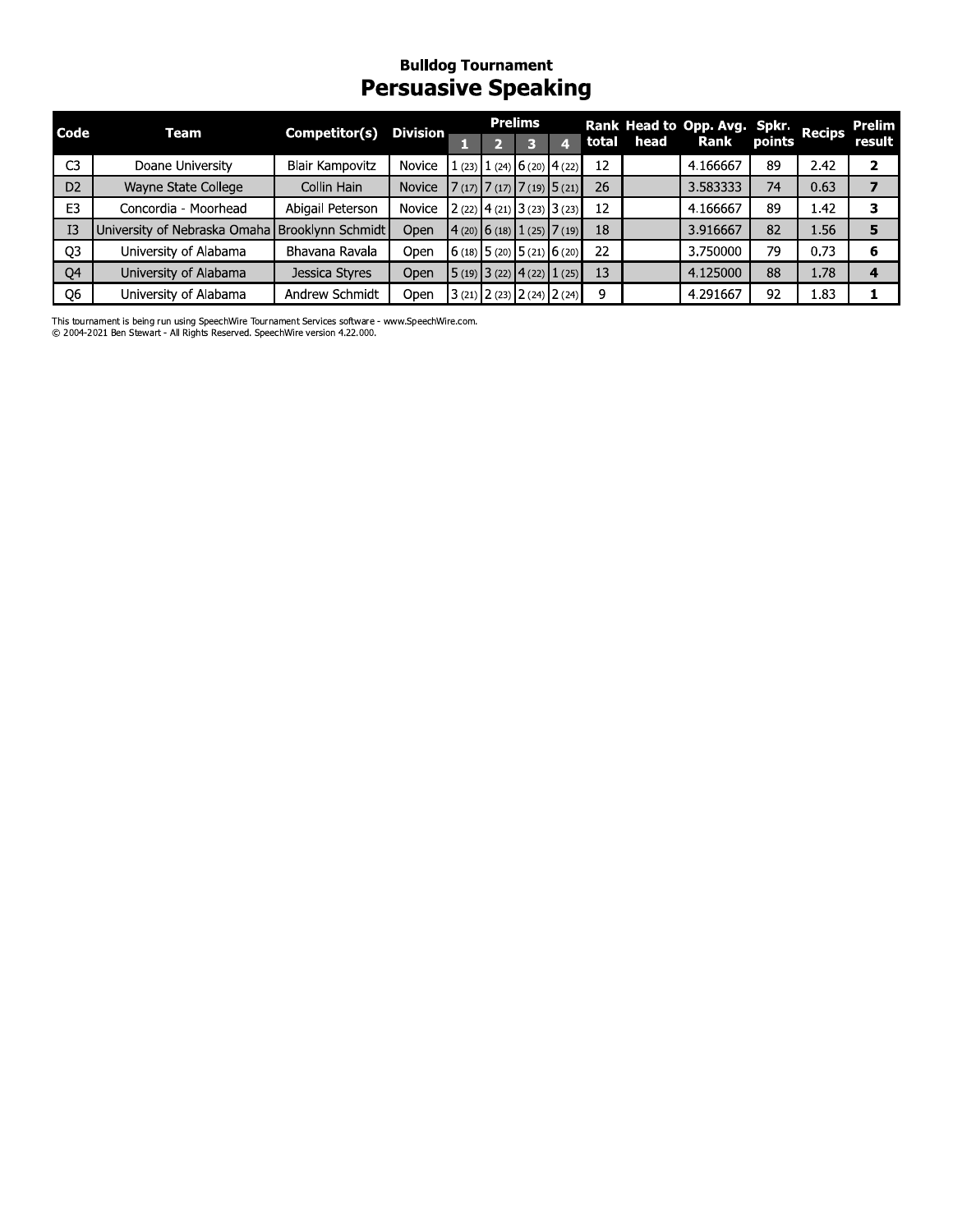## Bulldog Tournament

# Persuasive Speaking

| Code | Team | Competitor(s) | Division | Prelims | | | | Rank total | Head to head | Opp. Avg. Rank | Spkr. points | Recips | Prelim result |
|---|---|---|---|---|---|---|---|---|---|---|---|---|---|
| | | | | 1 | 2 | 3 | 4 | | | | | | |
| C3 | Doane University | Blair Kampovitz | Novice | 1 (23) | 1 (24) | 6 (20) | 4 (22) | 12 | | 4.166667 | 89 | 2.42 | **2** |
| D2 | Wayne State College | Collin Hain | Novice | 7 (17) | 7 (17) | 7 (19) | 5 (21) | 26 | | 3.583333 | 74 | 0.63 | **7** |
| E3 | Concordia - Moorhead | Abigail Peterson | Novice | 2 (22) | 4 (21) | 3 (23) | 3 (23) | 12 | | 4.166667 | 89 | 1.42 | **3** |
| I3 | University of Nebraska Omaha | Brooklynn Schmidt | Open | 4 (20) | 6 (18) | 1 (25) | 7 (19) | 18 | | 3.916667 | 82 | 1.56 | **5** |
| Q3 | University of Alabama | Bhavana Ravala | Open | 6 (18) | 5 (20) | 5 (21) | 6 (20) | 22 | | 3.750000 | 79 | 0.73 | **6** |
| Q4 | University of Alabama | Jessica Styres | Open | 5 (19) | 3 (22) | 4 (22) | 1 (25) | 13 | | 4.125000 | 88 | 1.78 | **4** |
| Q6 | University of Alabama | Andrew Schmidt | Open | 3 (21) | 2 (23) | 2 (24) | 2 (24) | 9 | | 4.291667 | 92 | 1.83 | **1** |

This tournament is being run using SpeechWire Tournament Services software - www.SpeechWire.com.
© 2004-2021 Ben Stewart - All Rights Reserved. SpeechWire version 4.22.000.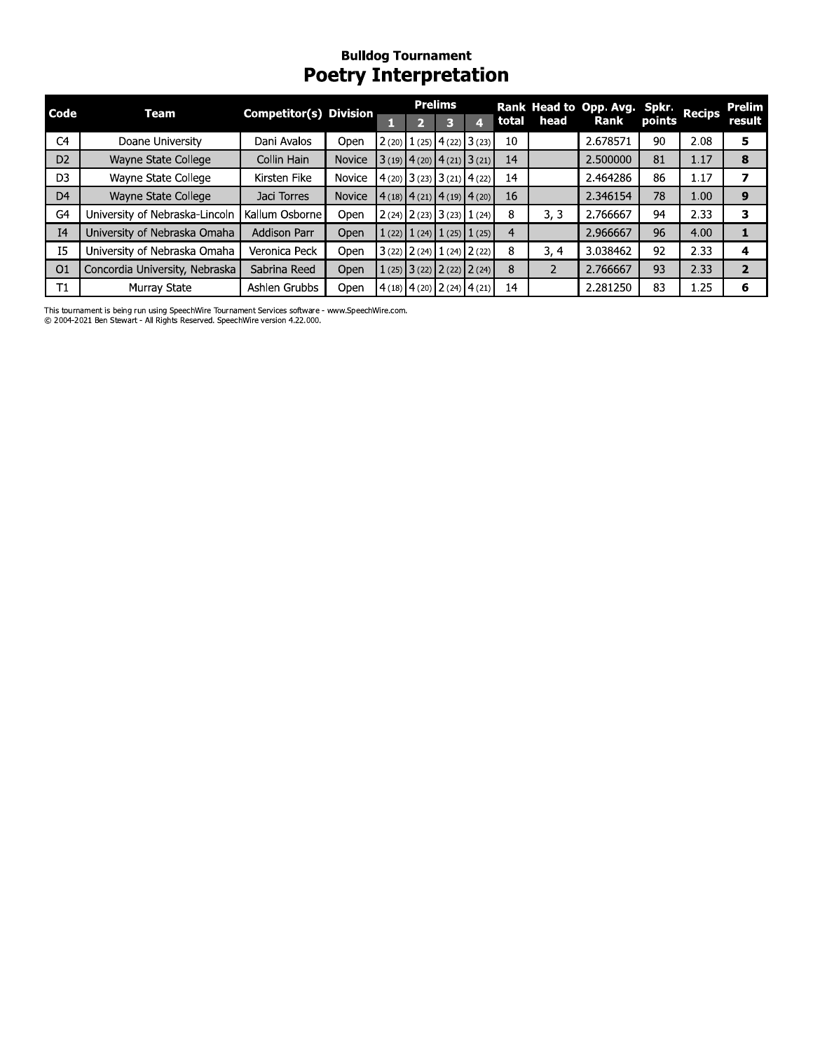### Bulldog Tournament

## Poetry Interpretation

| Code | Team | Competitor(s) | Division | Prelims | | | | Rank total | Head to head | Opp. Avg. Rank | Spkr. points | Recips | Prelim result |
|---|---|---|---|---|---|---|---|---|---|---|---|---|---|
| | | | | 1 | 2 | 3 | 4 | | | | | | |
| C4 | Doane University | Dani Avalos | Open | 2 (20) | 1 (25) | 4 (22) | 3 (23) | 10 | | 2.678571 | 90 | 2.08 | **5** |
| D2 | Wayne State College | Collin Hain | Novice | 3 (19) | 4 (20) | 4 (21) | 3 (21) | 14 | | 2.500000 | 81 | 1.17 | **8** |
| D3 | Wayne State College | Kirsten Fike | Novice | 4 (20) | 3 (23) | 3 (21) | 4 (22) | 14 | | 2.464286 | 86 | 1.17 | **7** |
| D4 | Wayne State College | Jaci Torres | Novice | 4 (18) | 4 (21) | 4 (19) | 4 (20) | 16 | | 2.346154 | 78 | 1.00 | **9** |
| G4 | University of Nebraska-Lincoln | Kallum Osborne | Open | 2 (24) | 2 (23) | 3 (23) | 1 (24) | 8 | 3, 3 | 2.766667 | 94 | 2.33 | **3** |
| I4 | University of Nebraska Omaha | Addison Parr | Open | 1 (22) | 1 (24) | 1 (25) | 1 (25) | 4 | | 2.966667 | 96 | 4.00 | **1** |
| I5 | University of Nebraska Omaha | Veronica Peck | Open | 3 (22) | 2 (24) | 1 (24) | 2 (22) | 8 | 3, 4 | 3.038462 | 92 | 2.33 | **4** |
| O1 | Concordia University, Nebraska | Sabrina Reed | Open | 1 (25) | 3 (22) | 2 (22) | 2 (24) | 8 | 2 | 2.766667 | 93 | 2.33 | **2** |
| T1 | Murray State | Ashlen Grubbs | Open | 4 (18) | 4 (20) | 2 (24) | 4 (21) | 14 | | 2.281250 | 83 | 1.25 | **6** |

This tournament is being run using SpeechWire Tournament Services software - www.SpeechWire.com.
© 2004-2021 Ben Stewart - All Rights Reserved. SpeechWire version 4.22.000.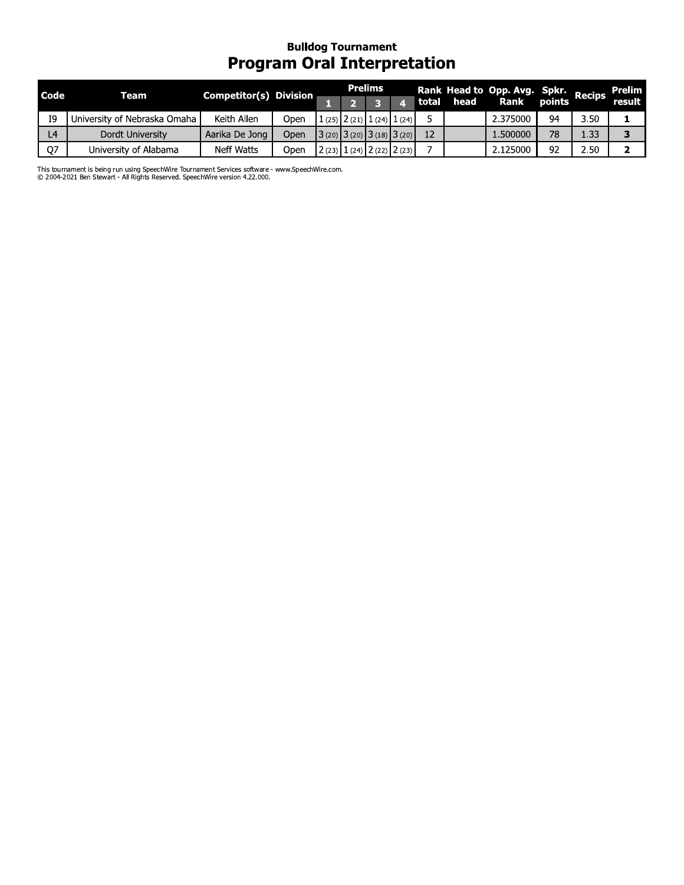## Bulldog Tournament

# Program Oral Interpretation

| Code | Team | Competitor(s) | Division | Prelims | | | | Rank total | Head to head | Opp. Avg. Rank | Spkr. points | Recips | Prelim result |
|---|---|---|---|---|---|---|---|---|---|---|---|---|---|
| | | | | 1 | 2 | 3 | 4 | | | | | | |
| I9 | University of Nebraska Omaha | Keith Allen | Open | 1 (25) | 2 (21) | 1 (24) | 1 (24) | 5 | | 2.375000 | 94 | 3.50 | **1** |
| L4 | Dordt University | Aarika De Jong | Open | 3 (20) | 3 (20) | 3 (18) | 3 (20) | 12 | | 1.500000 | 78 | 1.33 | **3** |
| Q7 | University of Alabama | Neff Watts | Open | 2 (23) | 1 (24) | 2 (22) | 2 (23) | 7 | | 2.125000 | 92 | 2.50 | **2** |

This tournament is being run using SpeechWire Tournament Services software - www.SpeechWire.com.
© 2004-2021 Ben Stewart - All Rights Reserved. SpeechWire version 4.22.000.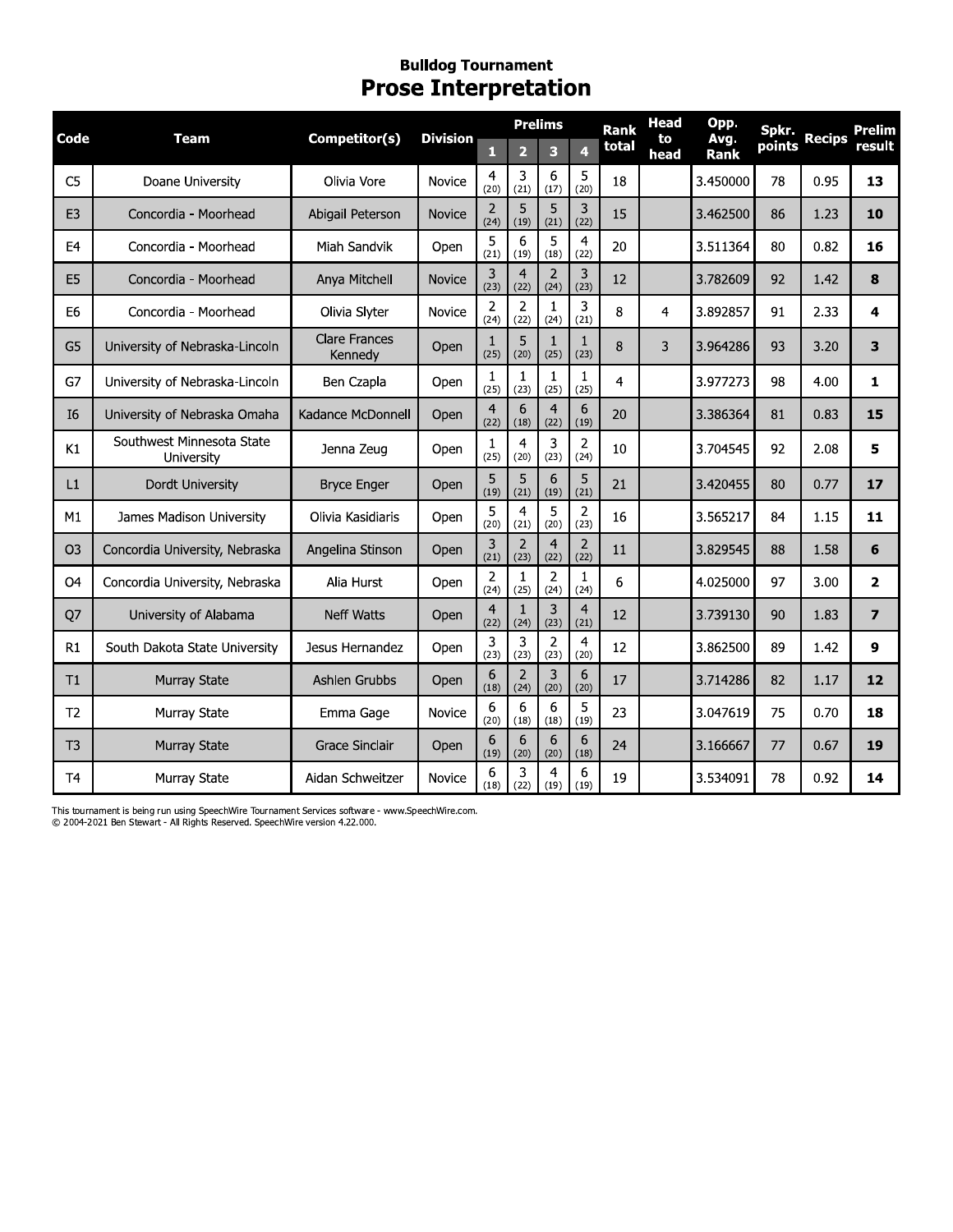### Bulldog Tournament

# Prose Interpretation

| Code | Team | Competitor(s) | Division | Prelims | | | | Rank total | Head to head | Opp. Avg. Rank | Spkr. points | Recips | Prelim result |
|---|---|---|---|---|---|---|---|---|---|---|---|---|---|
| | | | | 1 | 2 | 3 | 4 | | | | | | |
| C5 | Doane University | Olivia Vore | Novice | 4 (20) | 3 (21) | 6 (17) | 5 (20) | 18 | | 3.450000 | 78 | 0.95 | **13** |
| E3 | Concordia - Moorhead | Abigail Peterson | Novice | 2 (24) | 5 (19) | 5 (21) | 3 (22) | 15 | | 3.462500 | 86 | 1.23 | **10** |
| E4 | Concordia - Moorhead | Miah Sandvik | Open | 5 (21) | 6 (19) | 5 (18) | 4 (22) | 20 | | 3.511364 | 80 | 0.82 | **16** |
| E5 | Concordia - Moorhead | Anya Mitchell | Novice | 3 (23) | 4 (22) | 2 (24) | 3 (23) | 12 | | 3.782609 | 92 | 1.42 | **8** |
| E6 | Concordia - Moorhead | Olivia Slyter | Novice | 2 (24) | 2 (22) | 1 (24) | 3 (21) | 8 | 4 | 3.892857 | 91 | 2.33 | **4** |
| G5 | University of Nebraska-Lincoln | Clare Frances Kennedy | Open | 1 (25) | 5 (20) | 1 (25) | 1 (23) | 8 | 3 | 3.964286 | 93 | 3.20 | **3** |
| G7 | University of Nebraska-Lincoln | Ben Czapla | Open | 1 (25) | 1 (23) | 1 (25) | 1 (25) | 4 | | 3.977273 | 98 | 4.00 | **1** |
| I6 | University of Nebraska Omaha | Kadance McDonnell | Open | 4 (22) | 6 (18) | 4 (22) | 6 (19) | 20 | | 3.386364 | 81 | 0.83 | **15** |
| K1 | Southwest Minnesota State University | Jenna Zeug | Open | 1 (25) | 4 (20) | 3 (23) | 2 (24) | 10 | | 3.704545 | 92 | 2.08 | **5** |
| L1 | Dordt University | Bryce Enger | Open | 5 (19) | 5 (21) | 6 (19) | 5 (21) | 21 | | 3.420455 | 80 | 0.77 | **17** |
| M1 | James Madison University | Olivia Kasidiaris | Open | 5 (20) | 4 (21) | 5 (20) | 2 (23) | 16 | | 3.565217 | 84 | 1.15 | **11** |
| O3 | Concordia University, Nebraska | Angelina Stinson | Open | 3 (21) | 2 (23) | 4 (22) | 2 (22) | 11 | | 3.829545 | 88 | 1.58 | **6** |
| O4 | Concordia University, Nebraska | Alia Hurst | Open | 2 (24) | 1 (25) | 2 (24) | 1 (24) | 6 | | 4.025000 | 97 | 3.00 | **2** |
| Q7 | University of Alabama | Neff Watts | Open | 4 (22) | 1 (24) | 3 (23) | 4 (21) | 12 | | 3.739130 | 90 | 1.83 | **7** |
| R1 | South Dakota State University | Jesus Hernandez | Open | 3 (23) | 3 (23) | 2 (23) | 4 (20) | 12 | | 3.862500 | 89 | 1.42 | **9** |
| T1 | Murray State | Ashlen Grubbs | Open | 6 (18) | 2 (24) | 3 (20) | 6 (20) | 17 | | 3.714286 | 82 | 1.17 | **12** |
| T2 | Murray State | Emma Gage | Novice | 6 (20) | 6 (18) | 6 (18) | 5 (19) | 23 | | 3.047619 | 75 | 0.70 | **18** |
| T3 | Murray State | Grace Sinclair | Open | 6 (19) | 6 (20) | 6 (20) | 6 (18) | 24 | | 3.166667 | 77 | 0.67 | **19** |
| T4 | Murray State | Aidan Schweitzer | Novice | 6 (18) | 3 (22) | 4 (19) | 6 (19) | 19 | | 3.534091 | 78 | 0.92 | **14** |

This tournament is being run using SpeechWire Tournament Services software - www.SpeechWire.com.
© 2004-2021 Ben Stewart - All Rights Reserved. SpeechWire version 4.22.000.